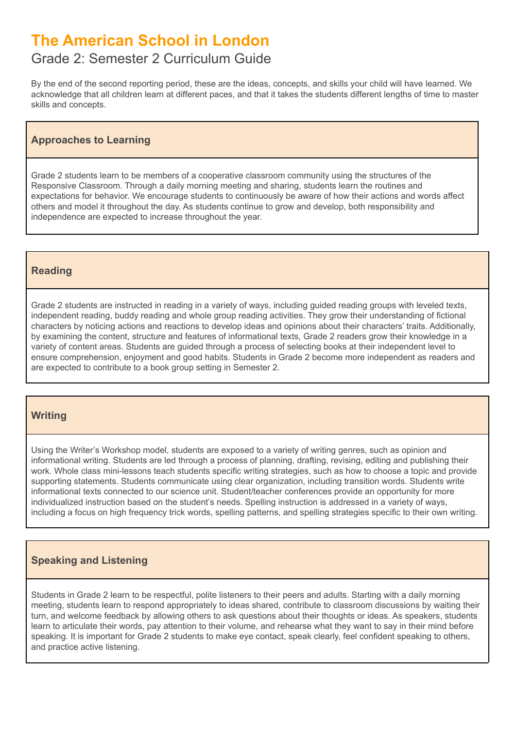# The American School in London

## Grade 2: Semester 2 Curriculum Guide

By the end of the second reporting period, these are the ideas, concepts, and skills your child will have learned. We acknowledge that all children learn at different paces, and that it takes the students different lengths of time to master skills and concepts.

### Approaches to Learning

Grade 2 students learn to be members of a cooperative classroom community using the structures of the Responsive Classroom. Through a daily morning meeting and sharing, students learn the routines and expectations for behavior. We encourage students to continuously be aware of how their actions and words affect others and model it throughout the day. As students continue to grow and develop, both responsibility and independence are expected to increase throughout the year.

### Reading

Grade 2 students are instructed in reading in a variety of ways, including guided reading groups with leveled texts, independent reading, buddy reading and whole group reading activities. They grow their understanding of fictional characters by noticing actions and reactions to develop ideas and opinions about their characters' traits. Additionally, by examining the content, structure and features of informational texts, Grade 2 readers grow their knowledge in a variety of content areas. Students are guided through a process of selecting books at their independent level to ensure comprehension, enjoyment and good habits. Students in Grade 2 become more independent as readers and are expected to contribute to a book group setting in Semester 2.

### Writing

Using the Writer's Workshop model, students are exposed to a variety of writing genres, such as opinion and informational writing. Students are led through a process of planning, drafting, revising, editing and publishing their work. Whole class mini-lessons teach students specific writing strategies, such as how to choose a topic and provide supporting statements. Students communicate using clear organization, including transition words. Students write informational texts connected to our science unit. Student/teacher conferences provide an opportunity for more individualized instruction based on the student's needs. Spelling instruction is addressed in a variety of ways, including a focus on high frequency trick words, spelling patterns, and spelling strategies specific to their own writing.

### Speaking and Listening

Students in Grade 2 learn to be respectful, polite listeners to their peers and adults. Starting with a daily morning meeting, students learn to respond appropriately to ideas shared, contribute to classroom discussions by waiting their turn, and welcome feedback by allowing others to ask questions about their thoughts or ideas. As speakers, students learn to articulate their words, pay attention to their volume, and rehearse what they want to say in their mind before speaking. It is important for Grade 2 students to make eye contact, speak clearly, feel confident speaking to others, and practice active listening.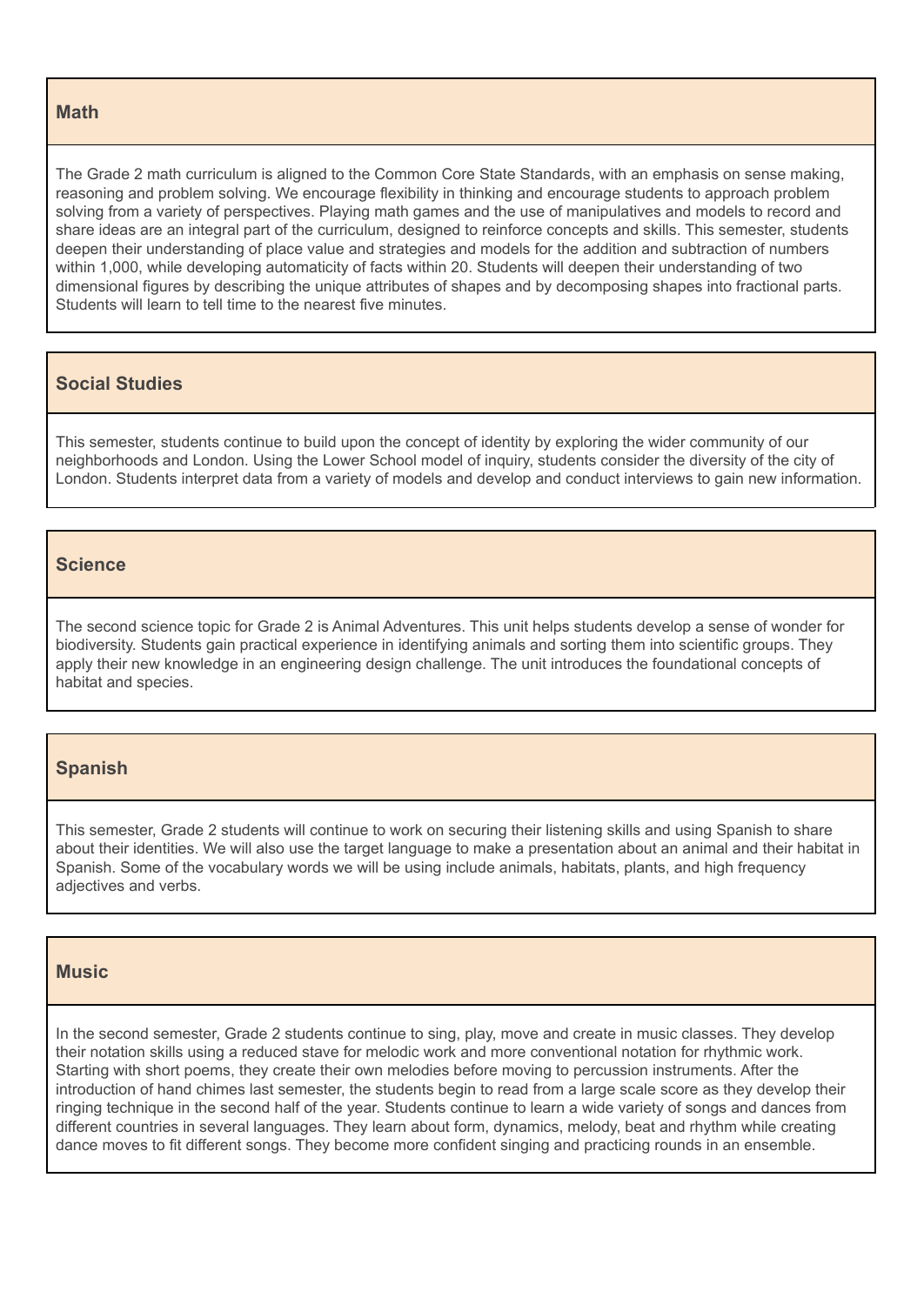## Math

The Grade 2 math curriculum is aligned to the Common Core State Standards, with an emphasis on sense making, reasoning and problem solving. We encourage flexibility in thinking and encourage students to approach problem solving from a variety of perspectives. Playing math games and the use of manipulatives and models to record and share ideas are an integral part of the curriculum, designed to reinforce concepts and skills. This semester, students deepen their understanding of place value and strategies and models for the addition and subtraction of numbers within 1,000, while developing automaticity of facts within 20. Students will deepen their understanding of two dimensional figures by describing the unique attributes of shapes and by decomposing shapes into fractional parts. Students will learn to tell time to the nearest five minutes.

## Social Studies

This semester, students continue to build upon the concept of identity by exploring the wider community of our neighborhoods and London. Using the Lower School model of inquiry, students consider the diversity of the city of London. Students interpret data from a variety of models and develop and conduct interviews to gain new information.

## Science

The second science topic for Grade 2 is Animal Adventures. This unit helps students develop a sense of wonder for biodiversity. Students gain practical experience in identifying animals and sorting them into scientific groups. They apply their new knowledge in an engineering design challenge. The unit introduces the foundational concepts of habitat and species.

## Spanish

This semester, Grade 2 students will continue to work on securing their listening skills and using Spanish to share about their identities. We will also use the target language to make a presentation about an animal and their habitat in Spanish. Some of the vocabulary words we will be using include animals, habitats, plants, and high frequency adjectives and verbs.

## Music

In the second semester, Grade 2 students continue to sing, play, move and create in music classes. They develop their notation skills using a reduced stave for melodic work and more conventional notation for rhythmic work. Starting with short poems, they create their own melodies before moving to percussion instruments. After the introduction of hand chimes last semester, the students begin to read from a large scale score as they develop their ringing technique in the second half of the year. Students continue to learn a wide variety of songs and dances from different countries in several languages. They learn about form, dynamics, melody, beat and rhythm while creating dance moves to fit different songs. They become more confident singing and practicing rounds in an ensemble.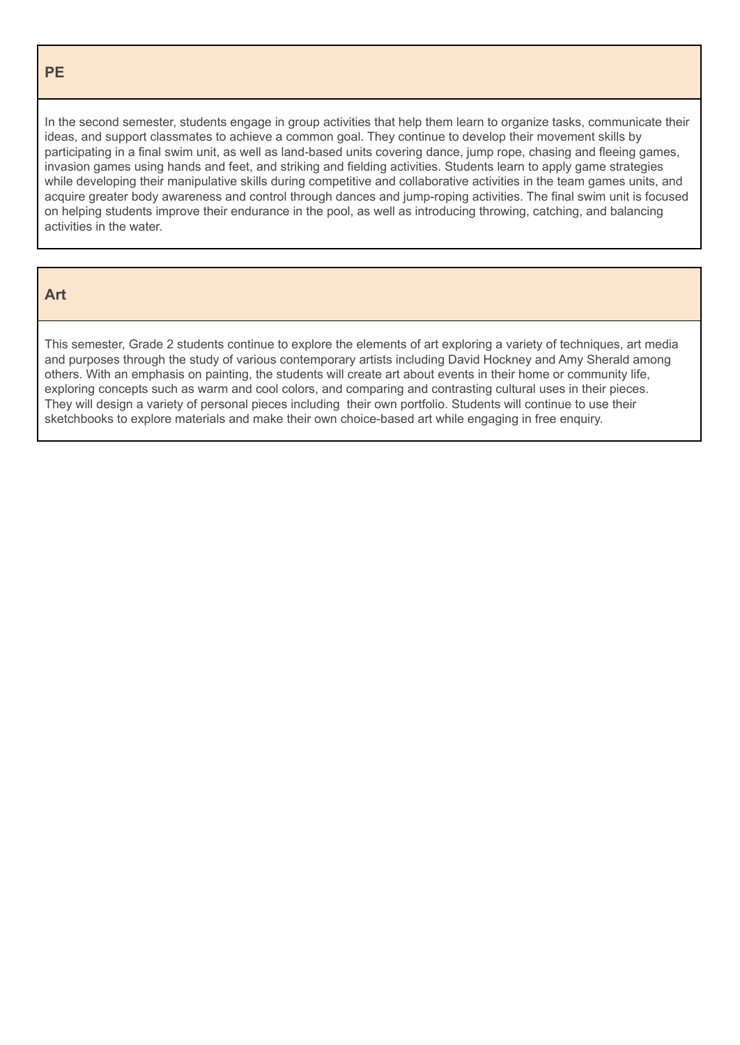## PE

In the second semester, students engage in group activities that help them learn to organize tasks, communicate their ideas, and support classmates to achieve a common goal. They continue to develop their movement skills by participating in a final swim unit, as well as land-based units covering dance, jump rope, chasing and fleeing games, invasion games using hands and feet, and striking and fielding activities. Students learn to apply game strategies while developing their manipulative skills during competitive and collaborative activities in the team games units, and acquire greater body awareness and control through dances and jump-roping activities. The final swim unit is focused on helping students improve their endurance in the pool, as well as introducing throwing, catching, and balancing activities in the water.

## Art

This semester, Grade 2 students continue to explore the elements of art exploring a variety of techniques, art media and purposes through the study of various contemporary artists including David Hockney and Amy Sherald among others. With an emphasis on painting, the students will create art about events in their home or community life, exploring concepts such as warm and cool colors, and comparing and contrasting cultural uses in their pieces. They will design a variety of personal pieces including their own portfolio. Students will continue to use their sketchbooks to explore materials and make their own choice-based art while engaging in free enquiry.